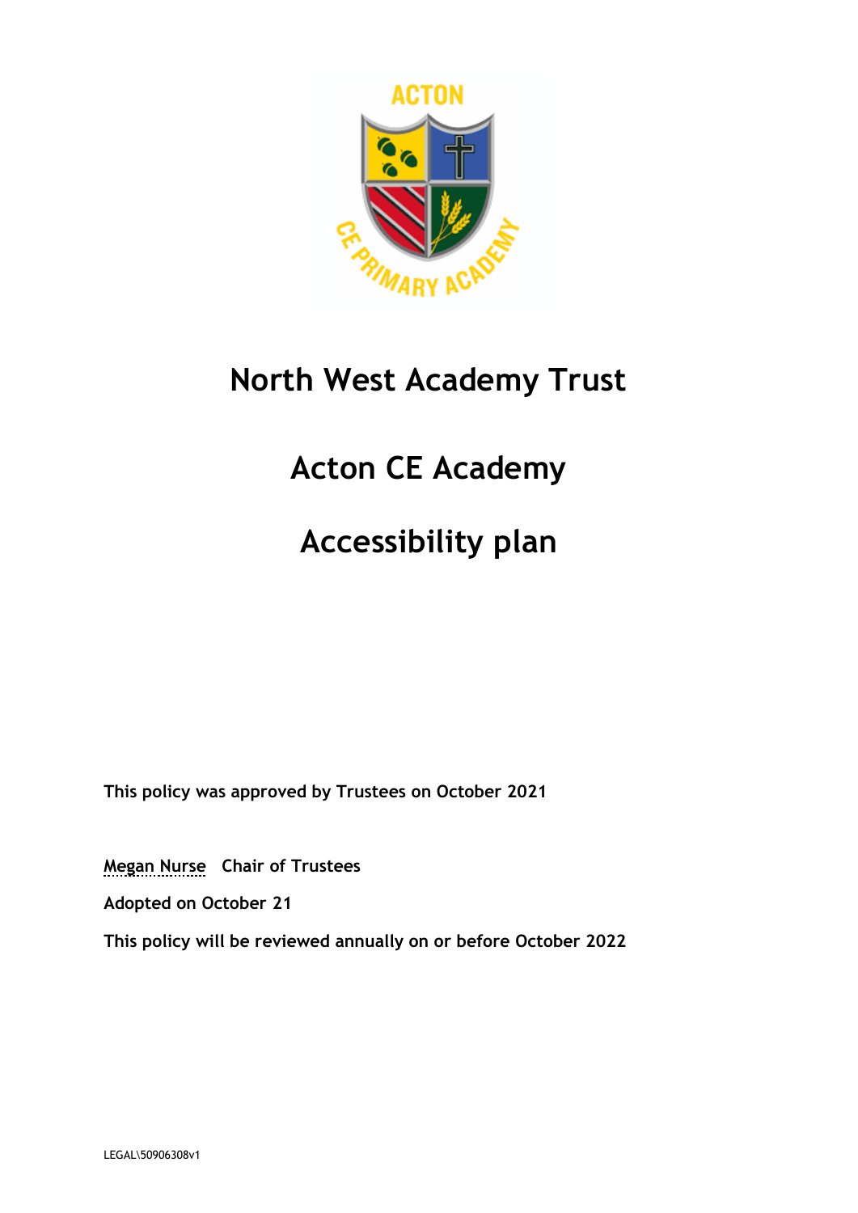# North West Academy Trust

# Acton CE Academy

# Accessibility plan

**This policy was approved by Trustees on October 2021**

**Megan Nurse Chair of Trustees**

**Adopted on October 21**

**This policy will be reviewed annually on or before October 2022**

LEGAL\50906308v1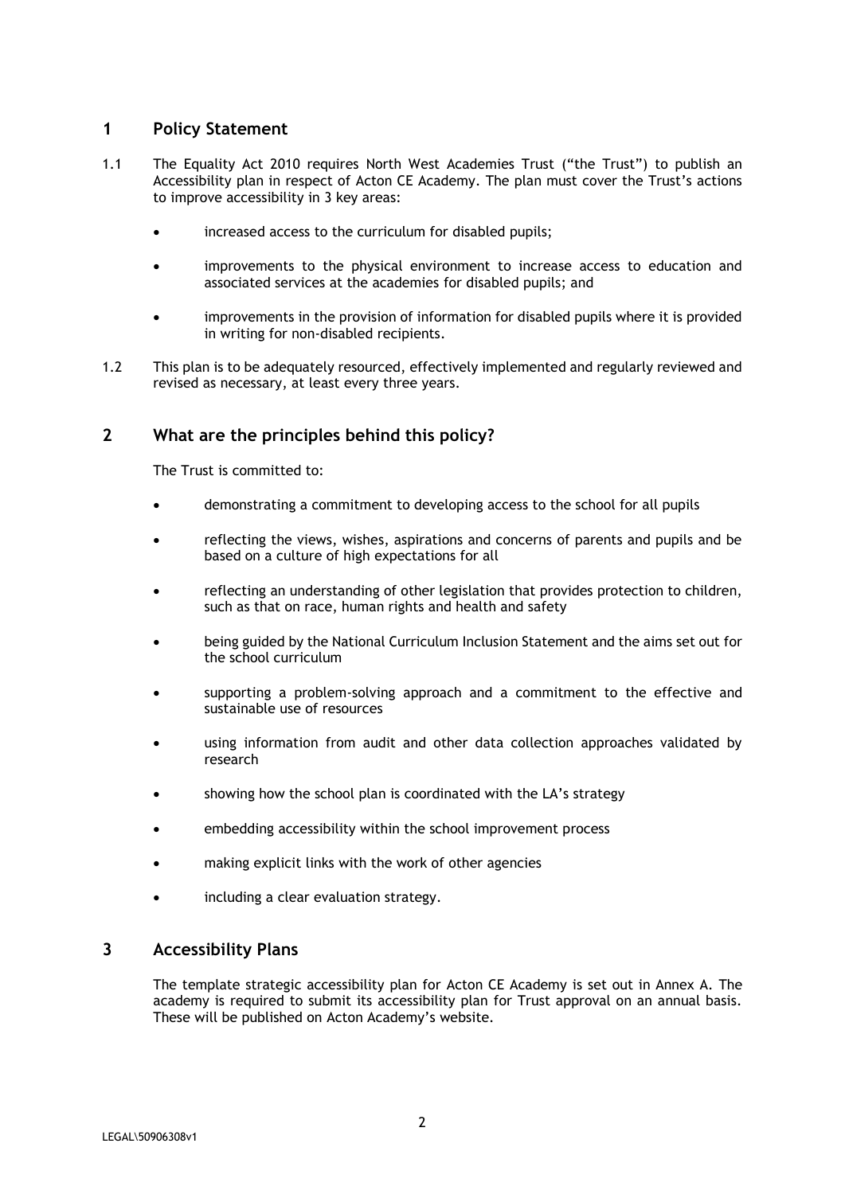## 1 Policy Statement

1.1 The Equality Act 2010 requires North West Academies Trust ("the Trust") to publish an Accessibility plan in respect of Acton CE Academy. The plan must cover the Trust's actions to improve accessibility in 3 key areas:

- increased access to the curriculum for disabled pupils;
- improvements to the physical environment to increase access to education and associated services at the academies for disabled pupils; and
- improvements in the provision of information for disabled pupils where it is provided in writing for non-disabled recipients.

1.2 This plan is to be adequately resourced, effectively implemented and regularly reviewed and revised as necessary, at least every three years.

## 2 What are the principles behind this policy?

The Trust is committed to:

- demonstrating a commitment to developing access to the school for all pupils
- reflecting the views, wishes, aspirations and concerns of parents and pupils and be based on a culture of high expectations for all
- reflecting an understanding of other legislation that provides protection to children, such as that on race, human rights and health and safety
- being guided by the National Curriculum Inclusion Statement and the aims set out for the school curriculum
- supporting a problem-solving approach and a commitment to the effective and sustainable use of resources
- using information from audit and other data collection approaches validated by research
- showing how the school plan is coordinated with the LA's strategy
- embedding accessibility within the school improvement process
- making explicit links with the work of other agencies
- including a clear evaluation strategy.

## 3 Accessibility Plans

The template strategic accessibility plan for Acton CE Academy is set out in Annex A. The academy is required to submit its accessibility plan for Trust approval on an annual basis. These will be published on Acton Academy's website.